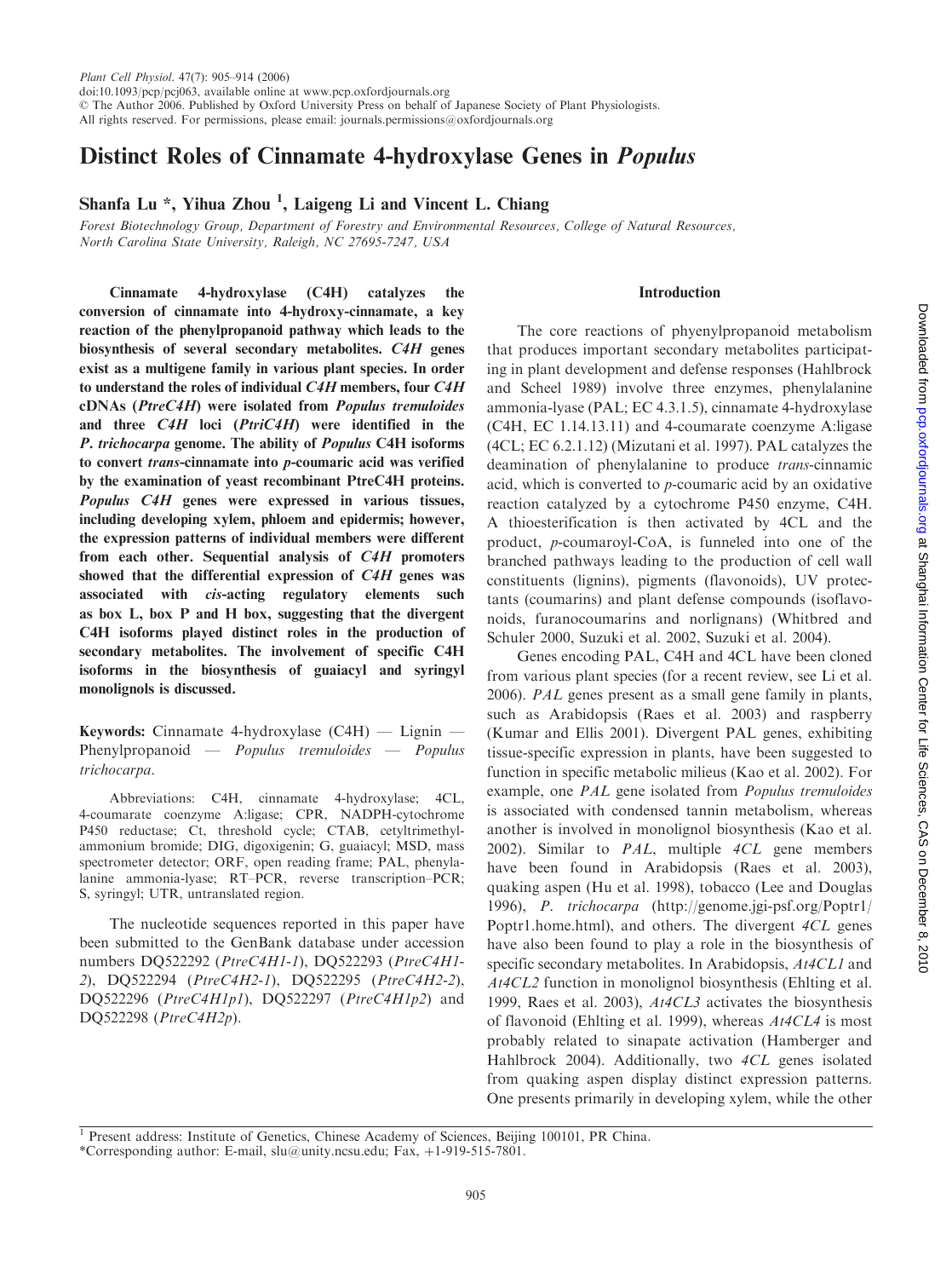# Distinct Roles of Cinnamate 4-hydroxylase Genes in *Populus*

**Shanfa Lu *, Yihua Zhou [1], Laigeng Li and Vincent L. Chiang**

*Forest Biotechnology Group, Department of Forestry and Environmental Resources, College of Natural Resources, North Carolina State University, Raleigh, NC 27695-7247, USA*

**Cinnamate 4-hydroxylase (C4H) catalyzes the conversion of cinnamate into 4-hydroxy-cinnamate, a key reaction of the phenylpropanoid pathway which leads to the biosynthesis of several secondary metabolites. *C4H* genes exist as a multigene family in various plant species. In order to understand the roles of individual *C4H* members, four *C4H* cDNAs (*PtreC4H*) were isolated from *Populus tremuloides* and three *C4H* loci (*PtriC4H*) were identified in the *P. trichocarpa* genome. The ability of *Populus* C4H isoforms to convert *trans*-cinnamate into *p*-coumaric acid was verified by the examination of yeast recombinant PtreC4H proteins. *Populus C4H* genes were expressed in various tissues, including developing xylem, phloem and epidermis; however, the expression patterns of individual members were different from each other. Sequential analysis of *C4H* promoters showed that the differential expression of *C4H* genes was associated with *cis*-acting regulatory elements such as box L, box P and H box, suggesting that the divergent C4H isoforms played distinct roles in the production of secondary metabolites. The involvement of specific C4H isoforms in the biosynthesis of guaiacyl and syringyl monolignols is discussed.**

**Keywords:** Cinnamate 4-hydroxylase (C4H) — Lignin — Phenylpropanoid — *Populus tremuloides* — *Populus trichocarpa*.

Abbreviations: C4H, cinnamate 4-hydroxylase; 4CL, 4-coumarate coenzyme A:ligase; CPR, NADPH-cytochrome P450 reductase; Ct, threshold cycle; CTAB, cetyltrimethylammonium bromide; DIG, digoxigenin; G, guaiacyl; MSD, mass spectrometer detector; ORF, open reading frame; PAL, phenylalanine ammonia-lyase; RT–PCR, reverse transcription–PCR; S, syringyl; UTR, untranslated region.

The nucleotide sequences reported in this paper have been submitted to the GenBank database under accession numbers DQ522292 (*PtreC4H1-1*), DQ522293 (*PtreC4H1-2*), DQ522294 (*PtreC4H2-1*), DQ522295 (*PtreC4H2-2*), DQ522296 (*PtreC4H1p1*), DQ522297 (*PtreC4H1p2*) and DQ522298 (*PtreC4H2p*).

## Introduction

The core reactions of phyenylpropanoid metabolism that produces important secondary metabolites participating in plant development and defense responses (Hahlbrock and Scheel 1989) involve three enzymes, phenylalanine ammonia-lyase (PAL; EC 4.3.1.5), cinnamate 4-hydroxylase (C4H, EC 1.14.13.11) and 4-coumarate coenzyme A:ligase (4CL; EC 6.2.1.12) (Mizutani et al. 1997). PAL catalyzes the deamination of phenylalanine to produce *trans*-cinnamic acid, which is converted to *p*-coumaric acid by an oxidative reaction catalyzed by a cytochrome P450 enzyme, C4H. A thioesterification is then activated by 4CL and the product, *p*-coumaroyl-CoA, is funneled into one of the branched pathways leading to the production of cell wall constituents (lignins), pigments (flavonoids), UV protectants (coumarins) and plant defense compounds (isoflavonoids, furanocoumarins and norlignans) (Whitbred and Schuler 2000, Suzuki et al. 2002, Suzuki et al. 2004).

Genes encoding PAL, C4H and 4CL have been cloned from various plant species (for a recent review, see Li et al. 2006). *PAL* genes present as a small gene family in plants, such as Arabidopsis (Raes et al. 2003) and raspberry (Kumar and Ellis 2001). Divergent PAL genes, exhibiting tissue-specific expression in plants, have been suggested to function in specific metabolic milieus (Kao et al. 2002). For example, one *PAL* gene isolated from *Populus tremuloides* is associated with condensed tannin metabolism, whereas another is involved in monolignol biosynthesis (Kao et al. 2002). Similar to *PAL*, multiple *4CL* gene members have been found in Arabidopsis (Raes et al. 2003), quaking aspen (Hu et al. 1998), tobacco (Lee and Douglas 1996), *P. trichocarpa* (http://genome.jgi-psf.org/Poptr1/Poptr1.home.html), and others. The divergent *4CL* genes have also been found to play a role in the biosynthesis of specific secondary metabolites. In Arabidopsis, *At4CL1* and *At4CL2* function in monolignol biosynthesis (Ehlting et al. 1999, Raes et al. 2003), *At4CL3* activates the biosynthesis of flavonoid (Ehlting et al. 1999), whereas *At4CL4* is most probably related to sinapate activation (Hamberger and Hahlbrock 2004). Additionally, two *4CL* genes isolated from quaking aspen display distinct expression patterns. One presents primarily in developing xylem, while the other

[1] Present address: Institute of Genetics, Chinese Academy of Sciences, Beijing 100101, PR China.

*Corresponding author: E-mail, slu@unity.ncsu.edu; Fax, +1-919-515-7801.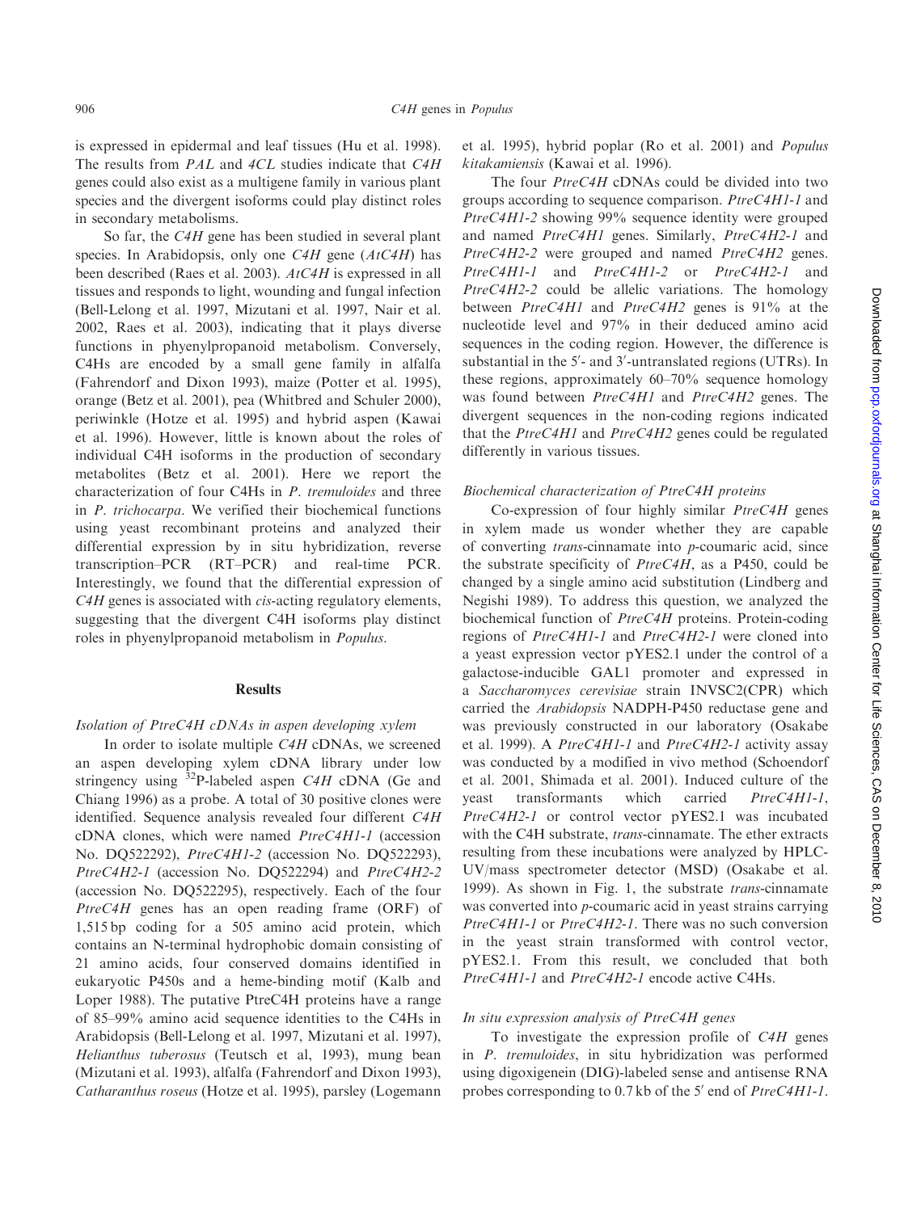is expressed in epidermal and leaf tissues (Hu et al. 1998). The results from *PAL* and *4CL* studies indicate that *C4H* genes could also exist as a multigene family in various plant species and the divergent isoforms could play distinct roles in secondary metabolisms.

So far, the *C4H* gene has been studied in several plant species. In Arabidopsis, only one *C4H* gene (*AtC4H*) has been described (Raes et al. 2003). *AtC4H* is expressed in all tissues and responds to light, wounding and fungal infection (Bell-Lelong et al. 1997, Mizutani et al. 1997, Nair et al. 2002, Raes et al. 2003), indicating that it plays diverse functions in phyenylpropanoid metabolism. Conversely, C4Hs are encoded by a small gene family in alfalfa (Fahrendorf and Dixon 1993), maize (Potter et al. 1995), orange (Betz et al. 2001), pea (Whitbred and Schuler 2000), periwinkle (Hotze et al. 1995) and hybrid aspen (Kawai et al. 1996). However, little is known about the roles of individual C4H isoforms in the production of secondary metabolites (Betz et al. 2001). Here we report the characterization of four C4Hs in *P. tremuloides* and three in *P. trichocarpa*. We verified their biochemical functions using yeast recombinant proteins and analyzed their differential expression by in situ hybridization, reverse transcription–PCR (RT–PCR) and real-time PCR. Interestingly, we found that the differential expression of *C4H* genes is associated with *cis*-acting regulatory elements, suggesting that the divergent C4H isoforms play distinct roles in phyenylpropanoid metabolism in *Populus*.

## Results

### *Isolation of PtreC4H cDNAs in aspen developing xylem*

In order to isolate multiple *C4H* cDNAs, we screened an aspen developing xylem cDNA library under low stringency using $^{32}$P-labeled aspen *C4H* cDNA (Ge and Chiang 1996) as a probe. A total of 30 positive clones were identified. Sequence analysis revealed four different *C4H* cDNA clones, which were named *PtreC4H1-1* (accession No. DQ522292), *PtreC4H1-2* (accession No. DQ522293), *PtreC4H2-1* (accession No. DQ522294) and *PtreC4H2-2* (accession No. DQ522295), respectively. Each of the four *PtreC4H* genes has an open reading frame (ORF) of 1,515 bp coding for a 505 amino acid protein, which contains an N-terminal hydrophobic domain consisting of 21 amino acids, four conserved domains identified in eukaryotic P450s and a heme-binding motif (Kalb and Loper 1988). The putative PtreC4H proteins have a range of 85–99% amino acid sequence identities to the C4Hs in Arabidopsis (Bell-Lelong et al. 1997, Mizutani et al. 1997), *Helianthus tuberosus* (Teutsch et al, 1993), mung bean (Mizutani et al. 1993), alfalfa (Fahrendorf and Dixon 1993), *Catharanthus roseus* (Hotze et al. 1995), parsley (Logemann et al. 1995), hybrid poplar (Ro et al. 2001) and *Populus kitakamiensis* (Kawai et al. 1996).

The four *PtreC4H* cDNAs could be divided into two groups according to sequence comparison. *PtreC4H1-1* and *PtreC4H1-2* showing 99% sequence identity were grouped and named *PtreC4H1* genes. Similarly, *PtreC4H2-1* and *PtreC4H2-2* were grouped and named *PtreC4H2* genes. *PtreC4H1-1* and *PtreC4H1-2* or *PtreC4H2-1* and *PtreC4H2-2* could be allelic variations. The homology between *PtreC4H1* and *PtreC4H2* genes is 91% at the nucleotide level and 97% in their deduced amino acid sequences in the coding region. However, the difference is substantial in the 5′- and 3′-untranslated regions (UTRs). In these regions, approximately 60–70% sequence homology was found between *PtreC4H1* and *PtreC4H2* genes. The divergent sequences in the non-coding regions indicated that the *PtreC4H1* and *PtreC4H2* genes could be regulated differently in various tissues.

### *Biochemical characterization of PtreC4H proteins*

Co-expression of four highly similar *PtreC4H* genes in xylem made us wonder whether they are capable of converting *trans*-cinnamate into *p*-coumaric acid, since the substrate specificity of *PtreC4H*, as a P450, could be changed by a single amino acid substitution (Lindberg and Negishi 1989). To address this question, we analyzed the biochemical function of *PtreC4H* proteins. Protein-coding regions of *PtreC4H1-1* and *PtreC4H2-1* were cloned into a yeast expression vector pYES2.1 under the control of a galactose-inducible GAL1 promoter and expressed in a *Saccharomyces cerevisiae* strain INVSC2(CPR) which carried the *Arabidopsis* NADPH-P450 reductase gene and was previously constructed in our laboratory (Osakabe et al. 1999). A *PtreC4H1-1* and *PtreC4H2-1* activity assay was conducted by a modified in vivo method (Schoendorf et al. 2001, Shimada et al. 2001). Induced culture of the yeast transformants which carried *PtreC4H1-1*, *PtreC4H2-1* or control vector pYES2.1 was incubated with the C4H substrate, *trans*-cinnamate. The ether extracts resulting from these incubations were analyzed by HPLC-UV/mass spectrometer detector (MSD) (Osakabe et al. 1999). As shown in Fig. 1, the substrate *trans*-cinnamate was converted into *p*-coumaric acid in yeast strains carrying *PtreC4H1-1* or *PtreC4H2-1*. There was no such conversion in the yeast strain transformed with control vector, pYES2.1. From this result, we concluded that both *PtreC4H1-1* and *PtreC4H2-1* encode active C4Hs.

### *In situ expression analysis of PtreC4H genes*

To investigate the expression profile of *C4H* genes in *P. tremuloides*, in situ hybridization was performed using digoxigenein (DIG)-labeled sense and antisense RNA probes corresponding to 0.7 kb of the 5′ end of *PtreC4H1-1*.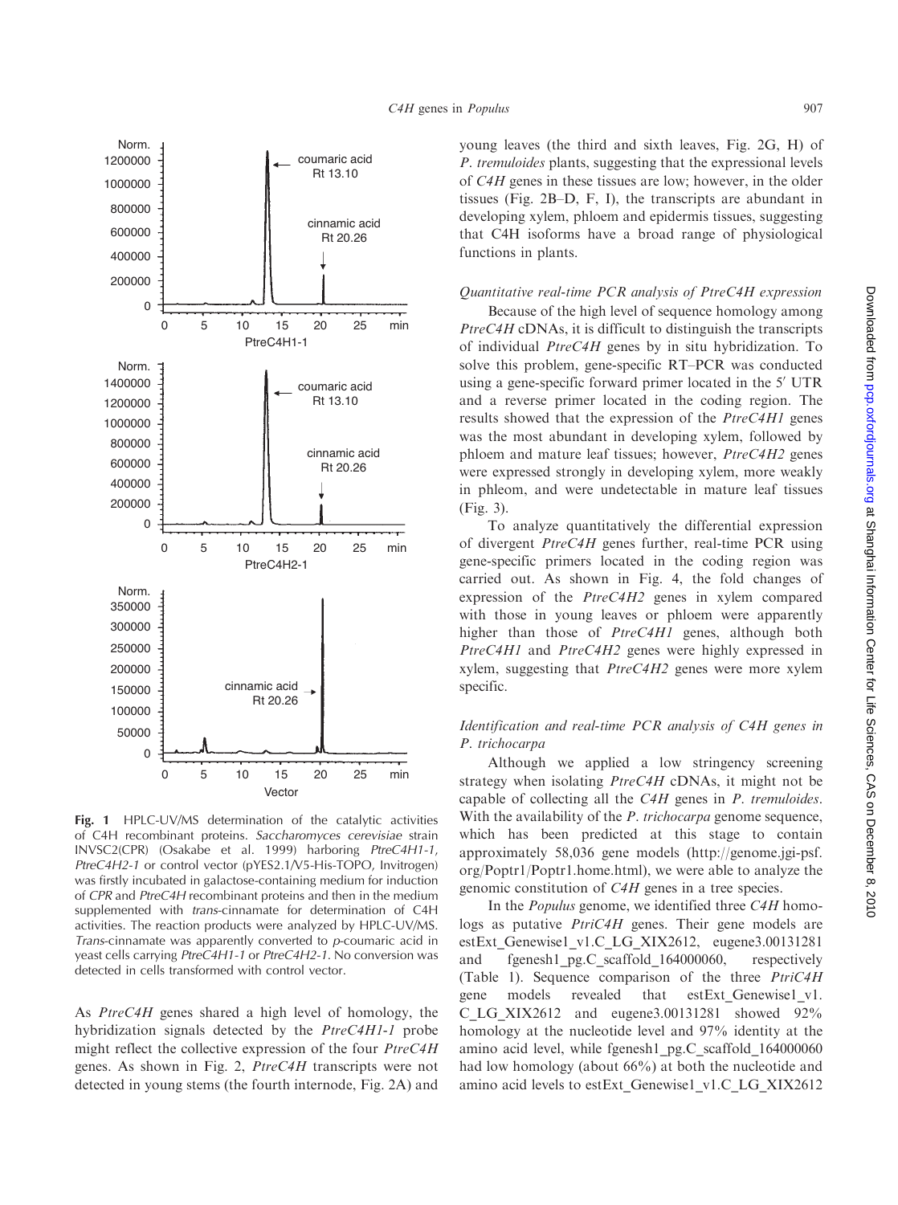**Fig. 1** HPLC-UV/MS determination of the catalytic activities of C4H recombinant proteins. *Saccharomyces cerevisiae* strain INVSC2(CPR) (Osakabe et al. 1999) harboring *PtreC4H1-1*, *PtreC4H2-1* or control vector (pYES2.1/V5-His-TOPO, Invitrogen) was firstly incubated in galactose-containing medium for induction of *CPR* and *PtreC4H* recombinant proteins and then in the medium supplemented with *trans*-cinnamate for determination of C4H activities. The reaction products were analyzed by HPLC-UV/MS. *Trans*-cinnamate was apparently converted to *p*-coumaric acid in yeast cells carrying *PtreC4H1-1* or *PtreC4H2-1*. No conversion was detected in cells transformed with control vector.

As *PtreC4H* genes shared a high level of homology, the hybridization signals detected by the *PtreC4H1-1* probe might reflect the collective expression of the four *PtreC4H* genes. As shown in Fig. 2, *PtreC4H* transcripts were not detected in young stems (the fourth internode, Fig. 2A) and young leaves (the third and sixth leaves, Fig. 2G, H) of *P. tremuloides* plants, suggesting that the expressional levels of *C4H* genes in these tissues are low; however, in the older tissues (Fig. 2B–D, F, I), the transcripts are abundant in developing xylem, phloem and epidermis tissues, suggesting that C4H isoforms have a broad range of physiological functions in plants.

*Quantitative real-time PCR analysis of PtreC4H expression*

Because of the high level of sequence homology among *PtreC4H* cDNAs, it is difficult to distinguish the transcripts of individual *PtreC4H* genes by in situ hybridization. To solve this problem, gene-specific RT–PCR was conducted using a gene-specific forward primer located in the 5′ UTR and a reverse primer located in the coding region. The results showed that the expression of the *PtreC4H1* genes was the most abundant in developing xylem, followed by phloem and mature leaf tissues; however, *PtreC4H2* genes were expressed strongly in developing xylem, more weakly in phleom, and were undetectable in mature leaf tissues (Fig. 3).

To analyze quantitatively the differential expression of divergent *PtreC4H* genes further, real-time PCR using gene-specific primers located in the coding region was carried out. As shown in Fig. 4, the fold changes of expression of the *PtreC4H2* genes in xylem compared with those in young leaves or phloem were apparently higher than those of *PtreC4H1* genes, although both *PtreC4H1* and *PtreC4H2* genes were highly expressed in xylem, suggesting that *PtreC4H2* genes were more xylem specific.

*Identification and real-time PCR analysis of C4H genes in P. trichocarpa*

Although we applied a low stringency screening strategy when isolating *PtreC4H* cDNAs, it might not be capable of collecting all the *C4H* genes in *P. tremuloides*. With the availability of the *P. trichocarpa* genome sequence, which has been predicted at this stage to contain approximately 58,036 gene models (http://genome.jgi-psf.org/Poptr1/Poptr1.home.html), we were able to analyze the genomic constitution of *C4H* genes in a tree species.

In the *Populus* genome, we identified three *C4H* homologs as putative *PtriC4H* genes. Their gene models are estExt_Genewise1_v1.C_LG_XIX2612, eugene3.00131281 and fgenesh1_pg.C_scaffold_164000060, respectively (Table 1). Sequence comparison of the three *PtriC4H* gene models revealed that estExt_Genewise1_v1.C_LG_XIX2612 and eugene3.00131281 showed 92% homology at the nucleotide level and 97% identity at the amino acid level, while fgenesh1_pg.C_scaffold_164000060 had low homology (about 66%) at both the nucleotide and amino acid levels to estExt_Genewise1_v1.C_LG_XIX2612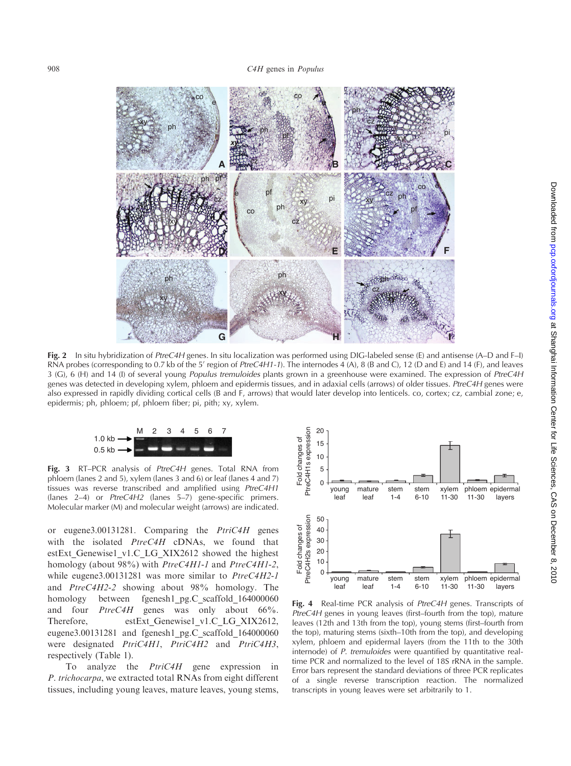**Fig. 2** In situ hybridization of *PtreC4H* genes. In situ localization was performed using DIG-labeled sense (E) and antisense (A–D and F–I) RNA probes (corresponding to 0.7 kb of the 5′ region of *PtreC4H1-1*). The internodes 4 (A), 8 (B and C), 12 (D and E) and 14 (F), and leaves 3 (G), 6 (H) and 14 (I) of several young *Populus tremuloides* plants grown in a greenhouse were examined. The expression of *PtreC4H* genes was detected in developing xylem, phloem and epidermis tissues, and in adaxial cells (arrows) of older tissues. *PtreC4H* genes were also expressed in rapidly dividing cortical cells (B and F, arrows) that would later develop into lenticels. co, cortex; cz, cambial zone; e, epidermis; ph, phloem; pf, phloem fiber; pi, pith; xy, xylem.

**Fig. 3** RT–PCR analysis of *PtreC4H* genes. Total RNA from phloem (lanes 2 and 5), xylem (lanes 3 and 6) or leaf (lanes 4 and 7) tissues was reverse transcribed and amplified using *PtreC4H1* (lanes 2–4) or *PtreC4H2* (lanes 5–7) gene-specific primers. Molecular marker (M) and molecular weight (arrows) are indicated.

or eugene3.00131281. Comparing the *PtriC4H* genes with the isolated *PtreC4H* cDNAs, we found that estExt_Genewise1_v1.C_LG_XIX2612 showed the highest homology (about 98%) with *PtreC4H1-1* and *PtreC4H1-2*, while eugene3.00131281 was more similar to *PtreC4H2-1* and *PtreC4H2-2* showing about 98% homology. The homology between fgenesh1_pg.C_scaffold_164000060 and four *PtreC4H* genes was only about 66%. Therefore, estExt_Genewise1_v1.C_LG_XIX2612, eugene3.00131281 and fgenesh1_pg.C_scaffold_164000060 were designated *PtriC4H1*, *PtriC4H2* and *PtriC4H3*, respectively (Table 1).

To analyze the *PtriC4H* gene expression in *P. trichocarpa*, we extracted total RNAs from eight different tissues, including young leaves, mature leaves, young stems,

**Fig. 4** Real-time PCR analysis of *PtreC4H* genes. Transcripts of *PtreC4H* genes in young leaves (first–fourth from the top), mature leaves (12th and 13th from the top), young stems (first–fourth from the top), maturing stems (sixth–10th from the top), and developing xylem, phloem and epidermal layers (from the 11th to the 30th internode) of *P. tremuloides* were quantified by quantitative real-time PCR and normalized to the level of 18S rRNA in the sample. Error bars represent the standard deviations of three PCR replicates of a single reverse transcription reaction. The normalized transcripts in young leaves were set arbitrarily to 1.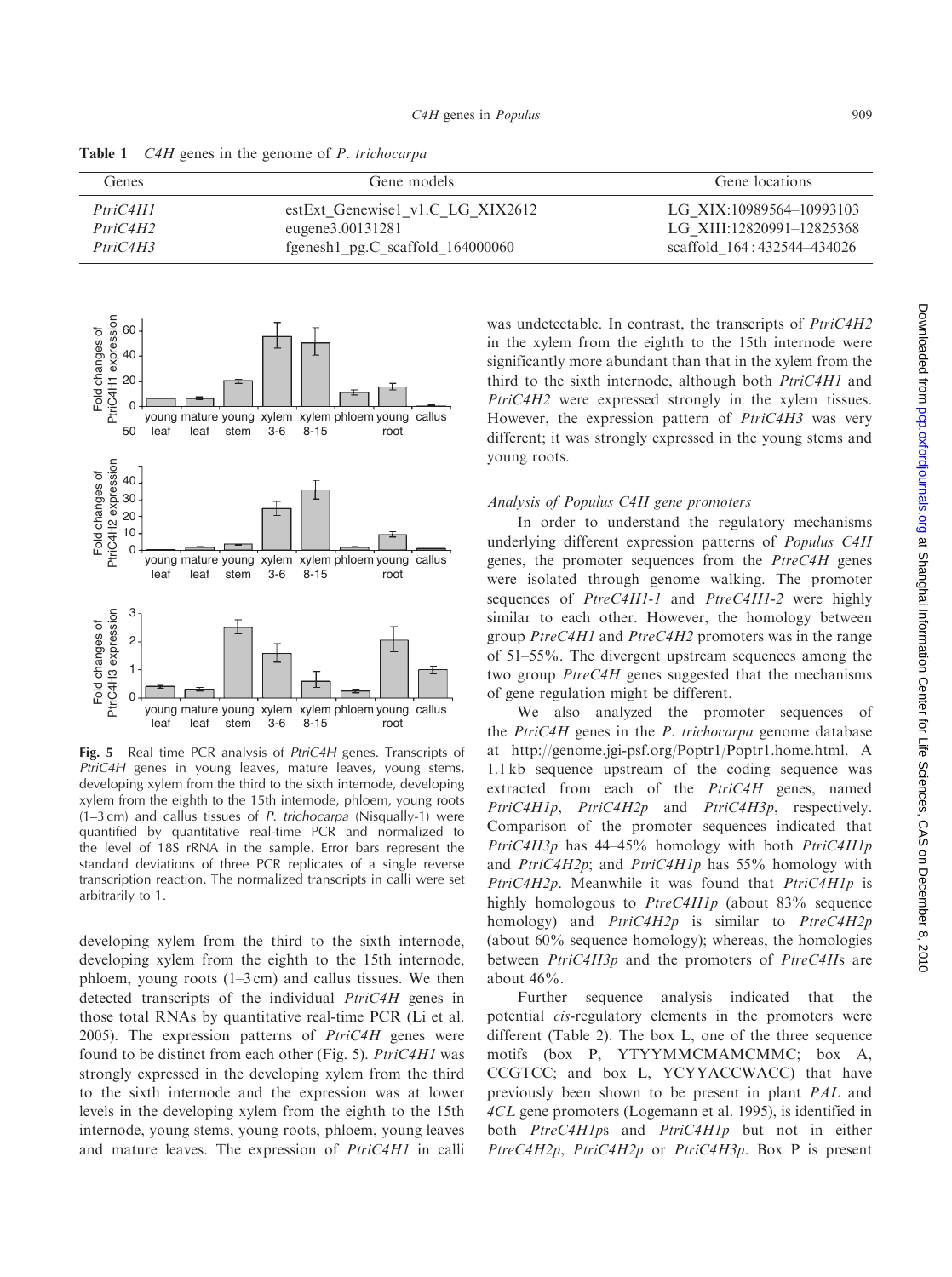**Table 1** *C4H* genes in the genome of *P. trichocarpa*

| Genes | Gene models | Gene locations |
|---|---|---|
| *PtriC4H1* | estExt_Genewise1_v1.C_LG_XIX2612 | LG_XIX:10989564–10993103 |
| *PtriC4H2* | eugene3.00131281 | LG_XIII:12820991–12825368 |
| *PtriC4H3* | fgenesh1_pg.C_scaffold_164000060 | scaffold_164 : 432544–434026 |

**Fig. 5** Real time PCR analysis of *PtriC4H* genes. Transcripts of *PtriC4H* genes in young leaves, mature leaves, young stems, developing xylem from the third to the sixth internode, developing xylem from the eighth to the 15th internode, phloem, young roots (1–3 cm) and callus tissues of *P. trichocarpa* (Nisqually-1) were quantified by quantitative real-time PCR and normalized to the level of 18S rRNA in the sample. Error bars represent the standard deviations of three PCR replicates of a single reverse transcription reaction. The normalized transcripts in calli were set arbitrarily to 1.

developing xylem from the third to the sixth internode, developing xylem from the eighth to the 15th internode, phloem, young roots (1–3 cm) and callus tissues. We then detected transcripts of the individual *PtriC4H* genes in those total RNAs by quantitative real-time PCR (Li et al. 2005). The expression patterns of *PtriC4H* genes were found to be distinct from each other (Fig. 5). *PtriC4H1* was strongly expressed in the developing xylem from the third to the sixth internode and the expression was at lower levels in the developing xylem from the eighth to the 15th internode, young stems, young roots, phloem, young leaves and mature leaves. The expression of *PtriC4H1* in calli was undetectable. In contrast, the transcripts of *PtriC4H2* in the xylem from the eighth to the 15th internode were significantly more abundant than that in the xylem from the third to the sixth internode, although both *PtriC4H1* and *PtriC4H2* were expressed strongly in the xylem tissues. However, the expression pattern of *PtriC4H3* was very different; it was strongly expressed in the young stems and young roots.

### Analysis of *Populus C4H* gene promoters

In order to understand the regulatory mechanisms underlying different expression patterns of *Populus C4H* genes, the promoter sequences from the *PtreC4H* genes were isolated through genome walking. The promoter sequences of *PtreC4H1-1* and *PtreC4H1-2* were highly similar to each other. However, the homology between group *PtreC4H1* and *PtreC4H2* promoters was in the range of 51–55%. The divergent upstream sequences among the two group *PtreC4H* genes suggested that the mechanisms of gene regulation might be different.

We also analyzed the promoter sequences of the *PtriC4H* genes in the *P. trichocarpa* genome database at http://genome.jgi-psf.org/Poptr1/Poptr1.home.html. A 1.1 kb sequence upstream of the coding sequence was extracted from each of the *PtriC4H* genes, named *PtriC4H1p*, *PtriC4H2p* and *PtriC4H3p*, respectively. Comparison of the promoter sequences indicated that *PtriC4H3p* has 44–45% homology with both *PtriC4H1p* and *PtriC4H2p*; and *PtriC4H1p* has 55% homology with *PtriC4H2p*. Meanwhile it was found that *PtriC4H1p* is highly homologous to *PtreC4H1p* (about 83% sequence homology) and *PtriC4H2p* is similar to *PtreC4H2p* (about 60% sequence homology); whereas, the homologies between *PtriC4H3p* and the promoters of *PtreC4H*s are about 46%.

Further sequence analysis indicated that the potential *cis*-regulatory elements in the promoters were different (Table 2). The box L, one of the three sequence motifs (box P, YTYYMMCMAMCMMC; box A, CCGTCC; and box L, YCYYACCWACC) that have previously been shown to be present in plant *PAL* and *4CL* gene promoters (Logemann et al. 1995), is identified in both *PtreC4H1p*s and *PtriC4H1p* but not in either *PtreC4H2p*, *PtriC4H2p* or *PtriC4H3p*. Box P is present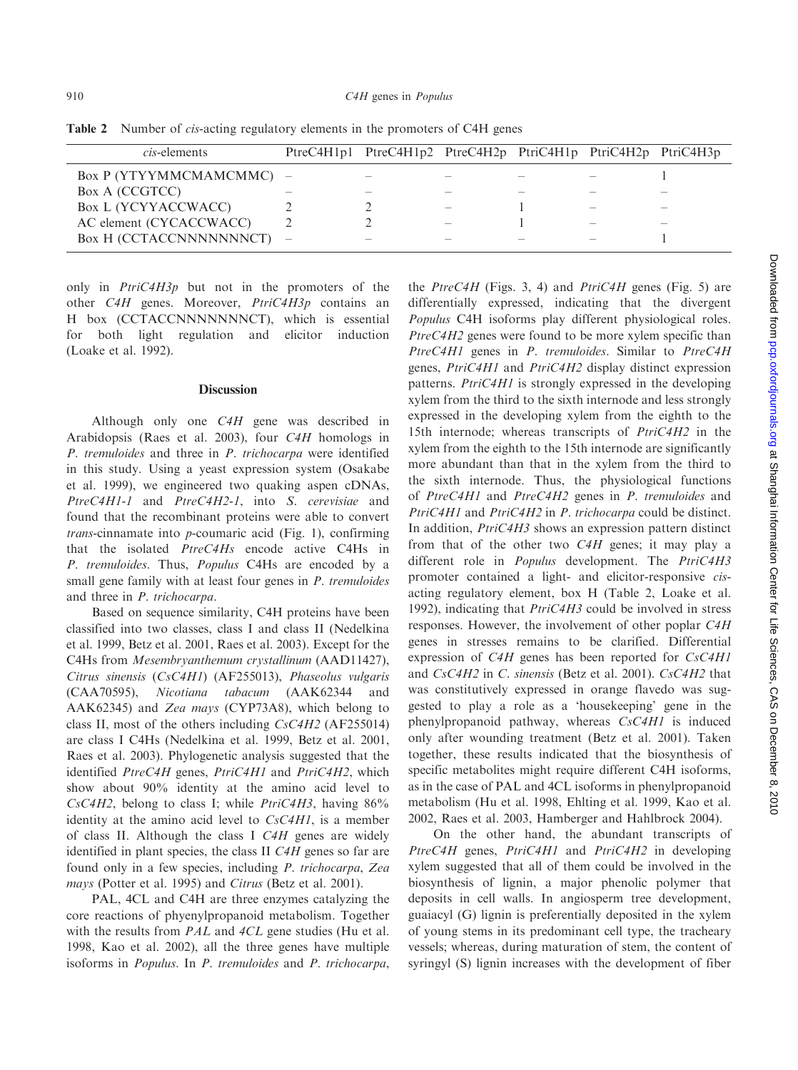**Table 2** Number of *cis*-acting regulatory elements in the promoters of C4H genes

| *cis*-elements | PtreC4H1p1 | PtreC4H1p2 | PtreC4H2p | PtriC4H1p | PtriC4H2p | PtriC4H3p |
|---|---|---|---|---|---|---|
| Box P (YTYYMMCMAMCMMC) | – | – | – | – | – | 1 |
| Box A (CCGTCC) | – | – | – | – | – | – |
| Box L (YCYYACCWACC) | 2 | 2 | – | 1 | – | – |
| AC element (CYCACCWACC) | 2 | 2 | – | 1 | – | – |
| Box H (CCTACCNNNNNNNCT) | – | – | – | – | – | 1 |

only in *PtriC4H3p* but not in the promoters of the other *C4H* genes. Moreover, *PtriC4H3p* contains an H box (CCTACCNNNNNNNCT), which is essential for both light regulation and elicitor induction (Loake et al. 1992).

## Discussion

Although only one *C4H* gene was described in Arabidopsis (Raes et al. 2003), four *C4H* homologs in *P. tremuloides* and three in *P. trichocarpa* were identified in this study. Using a yeast expression system (Osakabe et al. 1999), we engineered two quaking aspen cDNAs, *PtreC4H1-1* and *PtreC4H2-1*, into *S. cerevisiae* and found that the recombinant proteins were able to convert *trans*-cinnamate into *p*-coumaric acid (Fig. 1), confirming that the isolated *PtreC4Hs* encode active C4Hs in *P. tremuloides*. Thus, *Populus* C4Hs are encoded by a small gene family with at least four genes in *P. tremuloides* and three in *P. trichocarpa*.

Based on sequence similarity, C4H proteins have been classified into two classes, class I and class II (Nedelkina et al. 1999, Betz et al. 2001, Raes et al. 2003). Except for the C4Hs from *Mesembryanthemum crystallinum* (AAD11427), *Citrus sinensis* (*CsC4H1*) (AF255013), *Phaseolus vulgaris* (CAA70595), *Nicotiana tabacum* (AAK62344 and AAK62345) and *Zea mays* (CYP73A8), which belong to class II, most of the others including *CsC4H2* (AF255014) are class I C4Hs (Nedelkina et al. 1999, Betz et al. 2001, Raes et al. 2003). Phylogenetic analysis suggested that the identified *PtreC4H* genes, *PtriC4H1* and *PtriC4H2*, which show about 90% identity at the amino acid level to *CsC4H2*, belong to class I; while *PtriC4H3*, having 86% identity at the amino acid level to *CsC4H1*, is a member of class II. Although the class I *C4H* genes are widely identified in plant species, the class II *C4H* genes so far are found only in a few species, including *P. trichocarpa*, *Zea mays* (Potter et al. 1995) and *Citrus* (Betz et al. 2001).

PAL, 4CL and C4H are three enzymes catalyzing the core reactions of phyenylpropanoid metabolism. Together with the results from *PAL* and *4CL* gene studies (Hu et al. 1998, Kao et al. 2002), all the three genes have multiple isoforms in *Populus*. In *P. tremuloides* and *P. trichocarpa*, the *PtreC4H* (Figs. 3, 4) and *PtriC4H* genes (Fig. 5) are differentially expressed, indicating that the divergent *Populus* C4H isoforms play different physiological roles. *PtreC4H2* genes were found to be more xylem specific than *PtreC4H1* genes in *P. tremuloides*. Similar to *PtreC4H* genes, *PtriC4H1* and *PtriC4H2* display distinct expression patterns. *PtriC4H1* is strongly expressed in the developing xylem from the third to the sixth internode and less strongly expressed in the developing xylem from the eighth to the 15th internode; whereas transcripts of *PtriC4H2* in the xylem from the eighth to the 15th internode are significantly more abundant than that in the xylem from the third to the sixth internode. Thus, the physiological functions of *PtreC4H1* and *PtreC4H2* genes in *P. tremuloides* and *PtriC4H1* and *PtriC4H2* in *P. trichocarpa* could be distinct. In addition, *PtriC4H3* shows an expression pattern distinct from that of the other two *C4H* genes; it may play a different role in *Populus* development. The *PtriC4H3* promoter contained a light- and elicitor-responsive *cis*-acting regulatory element, box H (Table 2, Loake et al. 1992), indicating that *PtriC4H3* could be involved in stress responses. However, the involvement of other poplar *C4H* genes in stresses remains to be clarified. Differential expression of *C4H* genes has been reported for *CsC4H1* and *CsC4H2* in *C. sinensis* (Betz et al. 2001). *CsC4H2* that was constitutively expressed in orange flavedo was suggested to play a role as a 'housekeeping' gene in the phenylpropanoid pathway, whereas *CsC4H1* is induced only after wounding treatment (Betz et al. 2001). Taken together, these results indicated that the biosynthesis of specific metabolites might require different C4H isoforms, as in the case of PAL and 4CL isoforms in phenylpropanoid metabolism (Hu et al. 1998, Ehlting et al. 1999, Kao et al. 2002, Raes et al. 2003, Hamberger and Hahlbrock 2004).

On the other hand, the abundant transcripts of *PtreC4H* genes, *PtriC4H1* and *PtriC4H2* in developing xylem suggested that all of them could be involved in the biosynthesis of lignin, a major phenolic polymer that deposits in cell walls. In angiosperm tree development, guaiacyl (G) lignin is preferentially deposited in the xylem of young stems in its predominant cell type, the tracheary vessels; whereas, during maturation of stem, the content of syringyl (S) lignin increases with the development of fiber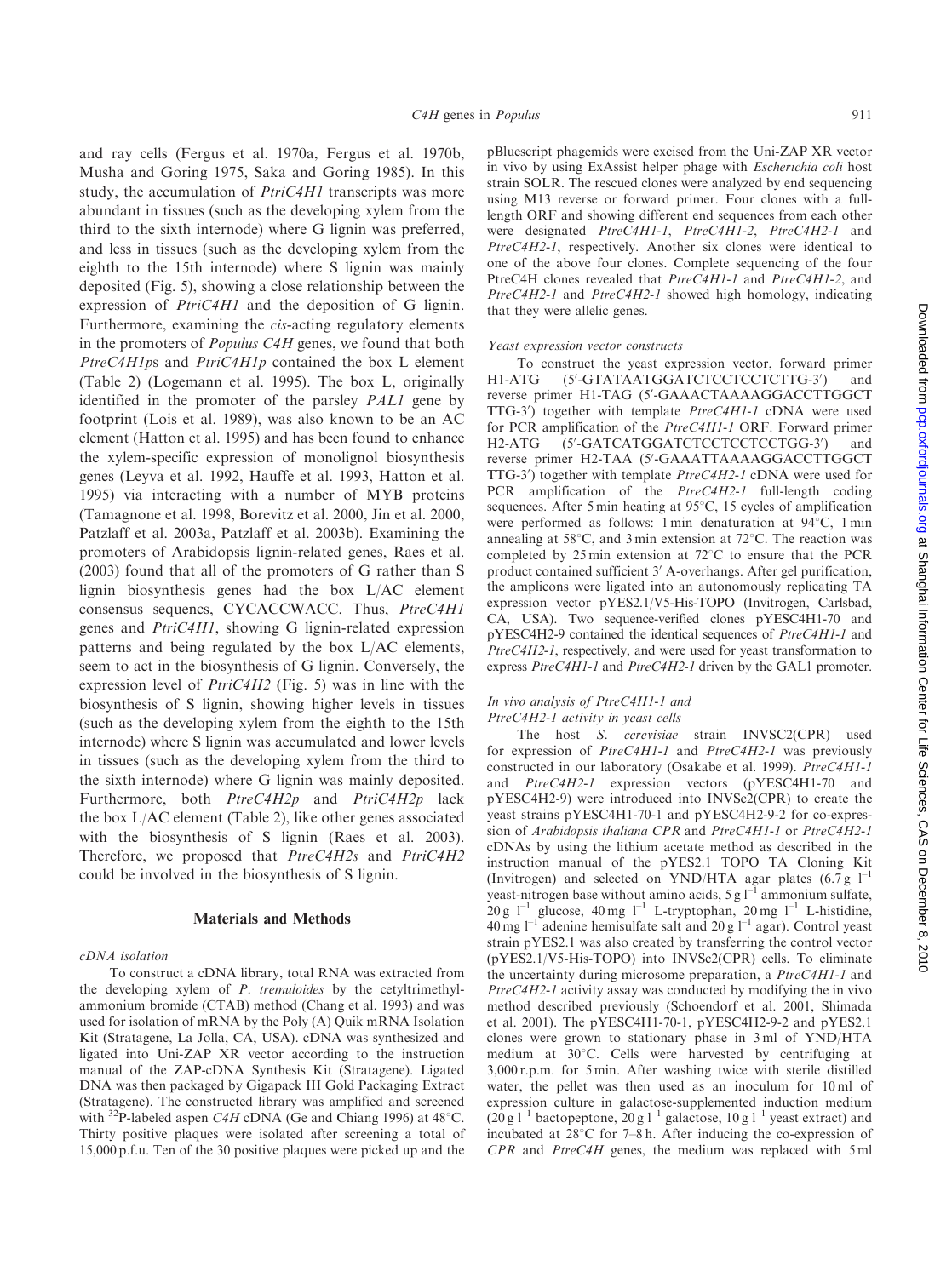and ray cells (Fergus et al. 1970a, Fergus et al. 1970b, Musha and Goring 1975, Saka and Goring 1985). In this study, the accumulation of *PtriC4H1* transcripts was more abundant in tissues (such as the developing xylem from the third to the sixth internode) where G lignin was preferred, and less in tissues (such as the developing xylem from the eighth to the 15th internode) where S lignin was mainly deposited (Fig. 5), showing a close relationship between the expression of *PtriC4H1* and the deposition of G lignin. Furthermore, examining the *cis*-acting regulatory elements in the promoters of *Populus C4H* genes, we found that both *PtreC4H1p*s and *PtriC4H1p* contained the box L element (Table 2) (Logemann et al. 1995). The box L, originally identified in the promoter of the parsley *PAL1* gene by footprint (Lois et al. 1989), was also known to be an AC element (Hatton et al. 1995) and has been found to enhance the xylem-specific expression of monolignol biosynthesis genes (Leyva et al. 1992, Hauffe et al. 1993, Hatton et al. 1995) via interacting with a number of MYB proteins (Tamagnone et al. 1998, Borevitz et al. 2000, Jin et al. 2000, Patzlaff et al. 2003a, Patzlaff et al. 2003b). Examining the promoters of Arabidopsis lignin-related genes, Raes et al. (2003) found that all of the promoters of G rather than S lignin biosynthesis genes had the box L/AC element consensus sequencs, CYCACCWACC. Thus, *PtreC4H1* genes and *PtriC4H1*, showing G lignin-related expression patterns and being regulated by the box L/AC elements, seem to act in the biosynthesis of G lignin. Conversely, the expression level of *PtriC4H2* (Fig. 5) was in line with the biosynthesis of S lignin, showing higher levels in tissues (such as the developing xylem from the eighth to the 15th internode) where S lignin was accumulated and lower levels in tissues (such as the developing xylem from the third to the sixth internode) where G lignin was mainly deposited. Furthermore, both *PtreC4H2p* and *PtriC4H2p* lack the box L/AC element (Table 2), like other genes associated with the biosynthesis of S lignin (Raes et al. 2003). Therefore, we proposed that *PtreC4H2s* and *PtriC4H2* could be involved in the biosynthesis of S lignin.

## Materials and Methods

### cDNA isolation

To construct a cDNA library, total RNA was extracted from the developing xylem of *P. tremuloides* by the cetyltrimethylammonium bromide (CTAB) method (Chang et al. 1993) and was used for isolation of mRNA by the Poly (A) Quik mRNA Isolation Kit (Stratagene, La Jolla, CA, USA). cDNA was synthesized and ligated into Uni-ZAP XR vector according to the instruction manual of the ZAP-cDNA Synthesis Kit (Stratagene). Ligated DNA was then packaged by Gigapack III Gold Packaging Extract (Stratagene). The constructed library was amplified and screened with $^{32}$P-labeled aspen *C4H* cDNA (Ge and Chiang 1996) at 48°C. Thirty positive plaques were isolated after screening a total of 15,000 p.f.u. Ten of the 30 positive plaques were picked up and the pBluescript phagemids were excised from the Uni-ZAP XR vector in vivo by using ExAssist helper phage with *Escherichia coli* host strain SOLR. The rescued clones were analyzed by end sequencing using M13 reverse or forward primer. Four clones with a full-length ORF and showing different end sequences from each other were designated *PtreC4H1-1*, *PtreC4H1-2*, *PtreC4H2-1* and *PtreC4H2-1*, respectively. Another six clones were identical to one of the above four clones. Complete sequencing of the four PtreC4H clones revealed that *PtreC4H1-1* and *PtreC4H1-2*, and *PtreC4H2-1* and *PtreC4H2-1* showed high homology, indicating that they were allelic genes.

### Yeast expression vector constructs

To construct the yeast expression vector, forward primer H1-ATG (5′-GTATAATGGATCTCCTCCTCTTG-3′) and reverse primer H1-TAG (5′-GAAACTAAAAGGACCTTGGCT TTG-3′) together with template *PtreC4H1-1* cDNA were used for PCR amplification of the *PtreC4H1-1* ORF. Forward primer H2-ATG (5′-GATCATGGATCTCCTCCTCCTGG-3′) and reverse primer H2-TAA (5′-GAAATTAAAAGGACCTTGGCT TTG-3′) together with template *PtreC4H2-1* cDNA were used for PCR amplification of the *PtreC4H2-1* full-length coding sequences. After 5 min heating at 95°C, 15 cycles of amplification were performed as follows: 1 min denaturation at 94°C, 1 min annealing at 58°C, and 3 min extension at 72°C. The reaction was completed by 25 min extension at 72°C to ensure that the PCR product contained sufficient 3′ A-overhangs. After gel purification, the amplicons were ligated into an autonomously replicating TA expression vector pYES2.1/V5-His-TOPO (Invitrogen, Carlsbad, CA, USA). Two sequence-verified clones pYESC4H1-70 and pYESC4H2-9 contained the identical sequences of *PtreC4H1-1* and *PtreC4H2-1*, respectively, and were used for yeast transformation to express *PtreC4H1-1* and *PtreC4H2-1* driven by the GAL1 promoter.

### In vivo analysis of PtreC4H1-1 and PtreC4H2-1 activity in yeast cells

The host *S. cerevisiae* strain INVSC2(CPR) used for expression of *PtreC4H1-1* and *PtreC4H2-1* was previously constructed in our laboratory (Osakabe et al. 1999). *PtreC4H1-1* and *PtreC4H2-1* expression vectors (pYESC4H1-70 and pYESC4H2-9) were introduced into INVSc2(CPR) to create the yeast strains pYESC4H1-70-1 and pYESC4H2-9-2 for co-expression of *Arabidopsis thaliana CPR* and *PtreC4H1-1* or *PtreC4H2-1* cDNAs by using the lithium acetate method as described in the instruction manual of the pYES2.1 TOPO TA Cloning Kit (Invitrogen) and selected on YND/HTA agar plates (6.7 g $l^{-1}$ yeast-nitrogen base without amino acids, 5 g $l^{-1}$ ammonium sulfate, 20 g $l^{-1}$ glucose, 40 mg $l^{-1}$ L-tryptophan, 20 mg $l^{-1}$ L-histidine, 40 mg $l^{-1}$ adenine hemisulfate salt and 20 g $l^{-1}$ agar). Control yeast strain pYES2.1 was also created by transferring the control vector (pYES2.1/V5-His-TOPO) into INVSc2(CPR) cells. To eliminate the uncertainty during microsome preparation, a *PtreC4H1-1* and *PtreC4H2-1* activity assay was conducted by modifying the in vivo method described previously (Schoendorf et al. 2001, Shimada et al. 2001). The pYESC4H1-70-1, pYESC4H2-9-2 and pYES2.1 clones were grown to stationary phase in 3 ml of YND/HTA medium at 30°C. Cells were harvested by centrifuging at 3,000 r.p.m. for 5 min. After washing twice with sterile distilled water, the pellet was then used as an inoculum for 10 ml of expression culture in galactose-supplemented induction medium (20 g $l^{-1}$ bactopeptone, 20 g $l^{-1}$ galactose, 10 g $l^{-1}$ yeast extract) and incubated at 28°C for 7–8 h. After inducing the co-expression of *CPR* and *PtreC4H* genes, the medium was replaced with 5 ml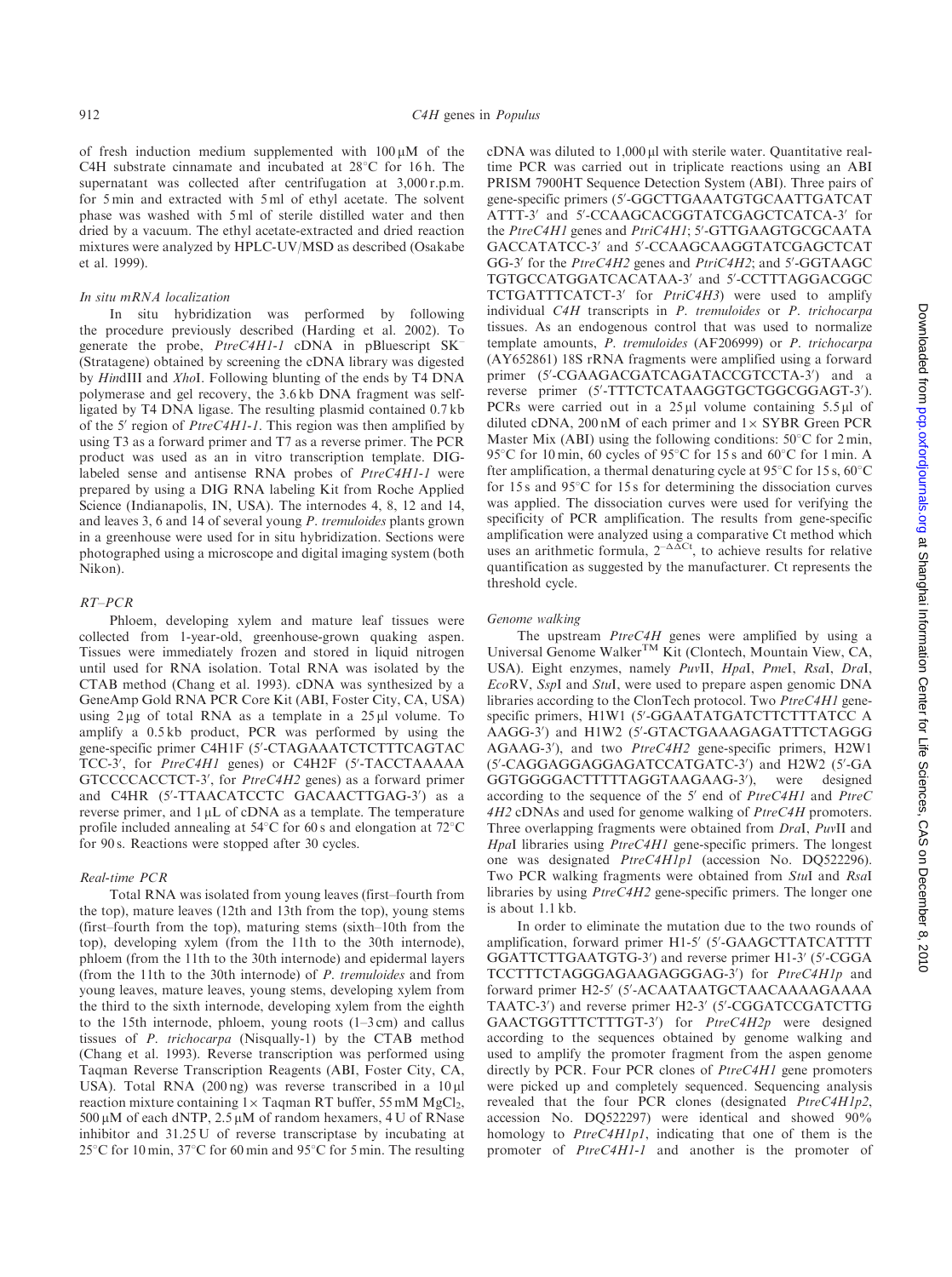of fresh induction medium supplemented with 100 μM of the C4H substrate cinnamate and incubated at 28°C for 16 h. The supernatant was collected after centrifugation at 3,000 r.p.m. for 5 min and extracted with 5 ml of ethyl acetate. The solvent phase was washed with 5 ml of sterile distilled water and then dried by a vacuum. The ethyl acetate-extracted and dried reaction mixtures were analyzed by HPLC-UV/MSD as described (Osakabe et al. 1999).

### *In situ mRNA localization*

In situ hybridization was performed by following the procedure previously described (Harding et al. 2002). To generate the probe, *PtreC4H1-1* cDNA in pBluescript SK$^-$ (Stratagene) obtained by screening the cDNA library was digested by *Hin*dIII and *Xho*I. Following blunting of the ends by T4 DNA polymerase and gel recovery, the 3.6 kb DNA fragment was self-ligated by T4 DNA ligase. The resulting plasmid contained 0.7 kb of the 5′ region of *PtreC4H1-1*. This region was then amplified by using T3 as a forward primer and T7 as a reverse primer. The PCR product was used as an in vitro transcription template. DIG-labeled sense and antisense RNA probes of *PtreC4H1-1* were prepared by using a DIG RNA labeling Kit from Roche Applied Science (Indianapolis, IN, USA). The internodes 4, 8, 12 and 14, and leaves 3, 6 and 14 of several young *P. tremuloides* plants grown in a greenhouse were used for in situ hybridization. Sections were photographed using a microscope and digital imaging system (both Nikon).

### *RT–PCR*

Phloem, developing xylem and mature leaf tissues were collected from 1-year-old, greenhouse-grown quaking aspen. Tissues were immediately frozen and stored in liquid nitrogen until used for RNA isolation. Total RNA was isolated by the CTAB method (Chang et al. 1993). cDNA was synthesized by a GeneAmp Gold RNA PCR Core Kit (ABI, Foster City, CA, USA) using 2 μg of total RNA as a template in a 25 μl volume. To amplify a 0.5 kb product, PCR was performed by using the gene-specific primer C4H1F (5′-CTAGAAATCTCTTTCAGTAC TCC-3′, for *PtreC4H1* genes) or C4H2F (5′-TACCTAAAAA GTCCCCACCTCT-3′, for *PtreC4H2* genes) as a forward primer and C4HR (5′-TTAACATCCTC GACAACTTGAG-3′) as a reverse primer, and 1 μL of cDNA as a template. The temperature profile included annealing at 54°C for 60 s and elongation at 72°C for 90 s. Reactions were stopped after 30 cycles.

### *Real-time PCR*

Total RNA was isolated from young leaves (first–fourth from the top), mature leaves (12th and 13th from the top), young stems (first–fourth from the top), maturing stems (sixth–10th from the top), developing xylem (from the 11th to the 30th internode), phloem (from the 11th to the 30th internode) and epidermal layers (from the 11th to the 30th internode) of *P. tremuloides* and from young leaves, mature leaves, young stems, developing xylem from the third to the sixth internode, developing xylem from the eighth to the 15th internode, phloem, young roots (1–3 cm) and callus tissues of *P. trichocarpa* (Nisqually-1) by the CTAB method (Chang et al. 1993). Reverse transcription was performed using Taqman Reverse Transcription Reagents (ABI, Foster City, CA, USA). Total RNA (200 ng) was reverse transcribed in a 10 μl reaction mixture containing 1× Taqman RT buffer, 55 mM $MgCl_2$, 500 μM of each dNTP, 2.5 μM of random hexamers, 4 U of RNase inhibitor and 31.25 U of reverse transcriptase by incubating at 25°C for 10 min, 37°C for 60 min and 95°C for 5 min. The resulting cDNA was diluted to 1,000 μl with sterile water. Quantitative real-time PCR was carried out in triplicate reactions using an ABI PRISM 7900HT Sequence Detection System (ABI). Three pairs of gene-specific primers (5′-GGCTTGAAATGTGCAATTGATCAT ATTT-3′ and 5′-CCAAGCACGGTATCGAGCTCATCA-3′ for the *PtreC4H1* genes and *PtriC4H1*; 5′-GTTGAAGTGCGCAATA GACCATATCC-3′ and 5′-CCAAGCAAGGTATCGAGCTCAT GG-3′ for the *PtreC4H2* genes and *PtriC4H2*; and 5′-GGTAAGC TGTGCCATGGATCACATAA-3′ and 5′-CCTTTAGGACGGC TCTGATTTCATCT-3′ for *PtriC4H3*) were used to amplify individual *C4H* transcripts in *P. tremuloides* or *P. trichocarpa* tissues. As an endogenous control that was used to normalize template amounts, *P. tremuloides* (AF206999) or *P. trichocarpa* (AY652861) 18S rRNA fragments were amplified using a forward primer (5′-CGAAGACGATCAGATACCGTCCTA-3′) and a reverse primer (5′-TTTCTCATAAGGTGCTGGCGGAGT-3′). PCRs were carried out in a 25 μl volume containing 5.5 μl of diluted cDNA, 200 nM of each primer and 1× SYBR Green PCR Master Mix (ABI) using the following conditions: 50°C for 2 min, 95°C for 10 min, 60 cycles of 95°C for 15 s and 60°C for 1 min. After amplification, a thermal denaturing cycle at 95°C for 15 s, 60°C for 15 s and 95°C for 15 s for determining the dissociation curves was applied. The dissociation curves were used for verifying the specificity of PCR amplification. The results from gene-specific amplification were analyzed using a comparative Ct method which uses an arithmetic formula, $2^{-\Delta\Delta Ct}$, to achieve results for relative quantification as suggested by the manufacturer. Ct represents the threshold cycle.

### *Genome walking*

The upstream *PtreC4H* genes were amplified by using a Universal Genome Walker™ Kit (Clontech, Mountain View, CA, USA). Eight enzymes, namely *Puv*II, *Hpa*I, *Pme*I, *Rsa*I, *Dra*I, *Eco*RV, *Ssp*I and *Stu*I, were used to prepare aspen genomic DNA libraries according to the ClonTech protocol. Two *PtreC4H1* gene-specific primers, H1W1 (5′-GGAATATGATCTTCTTTATCC A AAGG-3′) and H1W2 (5′-GTACTGAAAGAGATTTCTAGGG AGAAG-3′), and two *PtreC4H2* gene-specific primers, H2W1 (5′-CAGGAGGAGGAGATCCATGATC-3′) and H2W2 (5′-GA GGTGGGGACTTTTTAGGTAAGAAG-3′), were designed according to the sequence of the 5′ end of *PtreC4H1* and *PtreC4H2* cDNAs and used for genome walking of *PtreC4H* promoters. Three overlapping fragments were obtained from *Dra*I, *Puv*II and *Hpa*I libraries using *PtreC4H1* gene-specific primers. The longest one was designated *PtreC4H1p1* (accession No. DQ522296). Two PCR walking fragments were obtained from *Stu*I and *Rsa*I libraries by using *PtreC4H2* gene-specific primers. The longer one is about 1.1 kb.

In order to eliminate the mutation due to the two rounds of amplification, forward primer H1-5′ (5′-GAAGCTTATCATTTT GGATTCTTGAATGTG-3′) and reverse primer H1-3′ (5′-CGGA TCCTTTCTAGGGAGAAGAGGGAG-3′) for *PtreC4H1p* and forward primer H2-5′ (5′-ACAATAATGCTAACAAAAGAAAA TAATC-3′) and reverse primer H2-3′ (5′-CGGATCCGATCTTG GAACTGGTTTCTTTGT-3′) for *PtreC4H2p* were designed according to the sequences obtained by genome walking and used to amplify the promoter fragment from the aspen genome directly by PCR. Four PCR clones of *PtreC4H1* gene promoters were picked up and completely sequenced. Sequencing analysis revealed that the four PCR clones (designated *PtreC4H1p2*, accession No. DQ522297) were identical and showed 90% homology to *PtreC4H1p1*, indicating that one of them is the promoter of *PtreC4H1-1* and another is the promoter of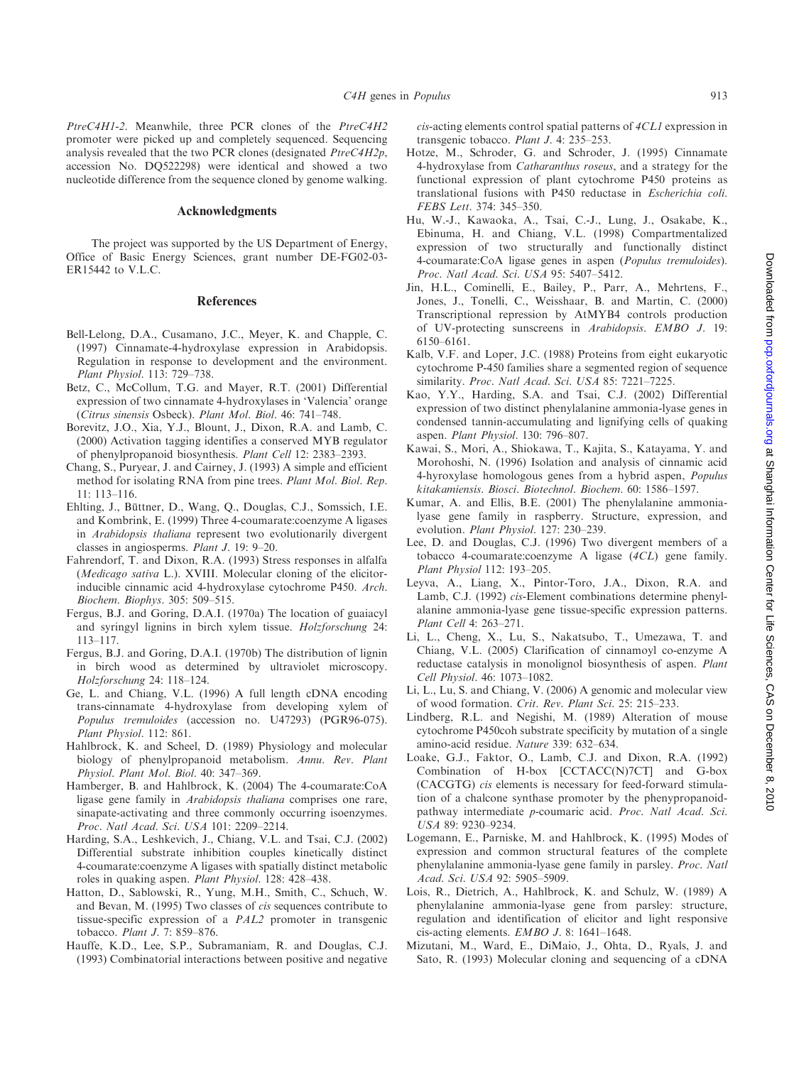*PtreC4H1-2*. Meanwhile, three PCR clones of the *PtreC4H2* promoter were picked up and completely sequenced. Sequencing analysis revealed that the two PCR clones (designated *PtreC4H2p*, accession No. DQ522298) were identical and showed a two nucleotide difference from the sequence cloned by genome walking.

## Acknowledgments

The project was supported by the US Department of Energy, Office of Basic Energy Sciences, grant number DE-FG02-03-ER15442 to V.L.C.

## References

Bell-Lelong, D.A., Cusamano, J.C., Meyer, K. and Chapple, C. (1997) Cinnamate-4-hydroxylase expression in Arabidopsis. Regulation in response to development and the environment. *Plant Physiol*. 113: 729–738.

Betz, C., McCollum, T.G. and Mayer, R.T. (2001) Differential expression of two cinnamate 4-hydroxylases in 'Valencia' orange (*Citrus sinensis* Osbeck). *Plant Mol. Biol*. 46: 741–748.

Borevitz, J.O., Xia, Y.J., Blount, J., Dixon, R.A. and Lamb, C. (2000) Activation tagging identifies a conserved MYB regulator of phenylpropanoid biosynthesis. *Plant Cell* 12: 2383–2393.

Chang, S., Puryear, J. and Cairney, J. (1993) A simple and efficient method for isolating RNA from pine trees. *Plant Mol. Biol. Rep*. 11: 113–116.

Ehlting, J., Büttner, D., Wang, Q., Douglas, C.J., Somssich, I.E. and Kombrink, E. (1999) Three 4-coumarate:coenzyme A ligases in *Arabidopsis thaliana* represent two evolutionarily divergent classes in angiosperms. *Plant J*. 19: 9–20.

Fahrendorf, T. and Dixon, R.A. (1993) Stress responses in alfalfa (*Medicago sativa* L.). XVIII. Molecular cloning of the elicitor-inducible cinnamic acid 4-hydroxylase cytochrome P450. *Arch. Biochem. Biophys*. 305: 509–515.

Fergus, B.J. and Goring, D.A.I. (1970a) The location of guaiacyl and syringyl lignins in birch xylem tissue. *Holzforschung* 24: 113–117.

Fergus, B.J. and Goring, D.A.I. (1970b) The distribution of lignin in birch wood as determined by ultraviolet microscopy. *Holzforschung* 24: 118–124.

Ge, L. and Chiang, V.L. (1996) A full length cDNA encoding trans-cinnamate 4-hydroxylase from developing xylem of *Populus tremuloides* (accession no. U47293) (PGR96-075). *Plant Physiol*. 112: 861.

Hahlbrock, K. and Scheel, D. (1989) Physiology and molecular biology of phenylpropanoid metabolism. *Annu. Rev. Plant Physiol. Plant Mol. Biol*. 40: 347–369.

Hamberger, B. and Hahlbrock, K. (2004) The 4-coumarate:CoA ligase gene family in *Arabidopsis thaliana* comprises one rare, sinapate-activating and three commonly occurring isoenzymes. *Proc. Natl Acad. Sci. USA* 101: 2209–2214.

Harding, S.A., Leshkevich, J., Chiang, V.L. and Tsai, C.J. (2002) Differential substrate inhibition couples kinetically distinct 4-coumarate:coenzyme A ligases with spatially distinct metabolic roles in quaking aspen. *Plant Physiol*. 128: 428–438.

Hatton, D., Sablowski, R., Yung, M.H., Smith, C., Schuch, W. and Bevan, M. (1995) Two classes of *cis* sequences contribute to tissue-specific expression of a *PAL2* promoter in transgenic tobacco. *Plant J*. 7: 859–876.

Hauffe, K.D., Lee, S.P., Subramaniam, R. and Douglas, C.J. (1993) Combinatorial interactions between positive and negative *cis*-acting elements control spatial patterns of *4CL1* expression in transgenic tobacco. *Plant J*. 4: 235–253.

Hotze, M., Schroder, G. and Schroder, J. (1995) Cinnamate 4-hydroxylase from *Catharanthus roseus*, and a strategy for the functional expression of plant cytochrome P450 proteins as translational fusions with P450 reductase in *Escherichia coli*. *FEBS Lett*. 374: 345–350.

Hu, W.-J., Kawaoka, A., Tsai, C.-J., Lung, J., Osakabe, K., Ebinuma, H. and Chiang, V.L. (1998) Compartmentalized expression of two structurally and functionally distinct 4-coumarate:CoA ligase genes in aspen (*Populus tremuloides*). *Proc. Natl Acad. Sci. USA* 95: 5407–5412.

Jin, H.L., Cominelli, E., Bailey, P., Parr, A., Mehrtens, F., Jones, J., Tonelli, C., Weisshaar, B. and Martin, C. (2000) Transcriptional repression by AtMYB4 controls production of UV-protecting sunscreens in *Arabidopsis*. *EMBO J*. 19: 6150–6161.

Kalb, V.F. and Loper, J.C. (1988) Proteins from eight eukaryotic cytochrome P-450 families share a segmented region of sequence similarity. *Proc. Natl Acad. Sci. USA* 85: 7221–7225.

Kao, Y.Y., Harding, S.A. and Tsai, C.J. (2002) Differential expression of two distinct phenylalanine ammonia-lyase genes in condensed tannin-accumulating and lignifying cells of quaking aspen. *Plant Physiol*. 130: 796–807.

Kawai, S., Mori, A., Shiokawa, T., Kajita, S., Katayama, Y. and Morohoshi, N. (1996) Isolation and analysis of cinnamic acid 4-hyroxylase homologous genes from a hybrid aspen, *Populus kitakamiensis*. *Biosci. Biotechnol. Biochem*. 60: 1586–1597.

Kumar, A. and Ellis, B.E. (2001) The phenylalanine ammonia-lyase gene family in raspberry. Structure, expression, and evolution. *Plant Physiol*. 127: 230–239.

Lee, D. and Douglas, C.J. (1996) Two divergent members of a tobacco 4-coumarate:coenzyme A ligase (*4CL*) gene family. *Plant Physiol* 112: 193–205.

Leyva, A., Liang, X., Pintor-Toro, J.A., Dixon, R.A. and Lamb, C.J. (1992) *cis*-Element combinations determine phenylalanine ammonia-lyase gene tissue-specific expression patterns. *Plant Cell* 4: 263–271.

Li, L., Cheng, X., Lu, S., Nakatsubo, T., Umezawa, T. and Chiang, V.L. (2005) Clarification of cinnamoyl co-enzyme A reductase catalysis in monolignol biosynthesis of aspen. *Plant Cell Physiol*. 46: 1073–1082.

Li, L., Lu, S. and Chiang, V. (2006) A genomic and molecular view of wood formation. *Crit. Rev. Plant Sci*. 25: 215–233.

Lindberg, R.L. and Negishi, M. (1989) Alteration of mouse cytochrome P450coh substrate specificity by mutation of a single amino-acid residue. *Nature* 339: 632–634.

Loake, G.J., Faktor, O., Lamb, C.J. and Dixon, R.A. (1992) Combination of H-box [CCTACC(N)7CT] and G-box (CACGTG) *cis* elements is necessary for feed-forward stimulation of a chalcone synthase promoter by the phenypropanoid-pathway intermediate *p*-coumaric acid. *Proc. Natl Acad. Sci. USA* 89: 9230–9234.

Logemann, E., Parniske, M. and Hahlbrock, K. (1995) Modes of expression and common structural features of the complete phenylalanine ammonia-lyase gene family in parsley. *Proc. Natl Acad. Sci. USA* 92: 5905–5909.

Lois, R., Dietrich, A., Hahlbrock, K. and Schulz, W. (1989) A phenylalanine ammonia-lyase gene from parsley: structure, regulation and identification of elicitor and light responsive cis-acting elements. *EMBO J*. 8: 1641–1648.

Mizutani, M., Ward, E., DiMaio, J., Ohta, D., Ryals, J. and Sato, R. (1993) Molecular cloning and sequencing of a cDNA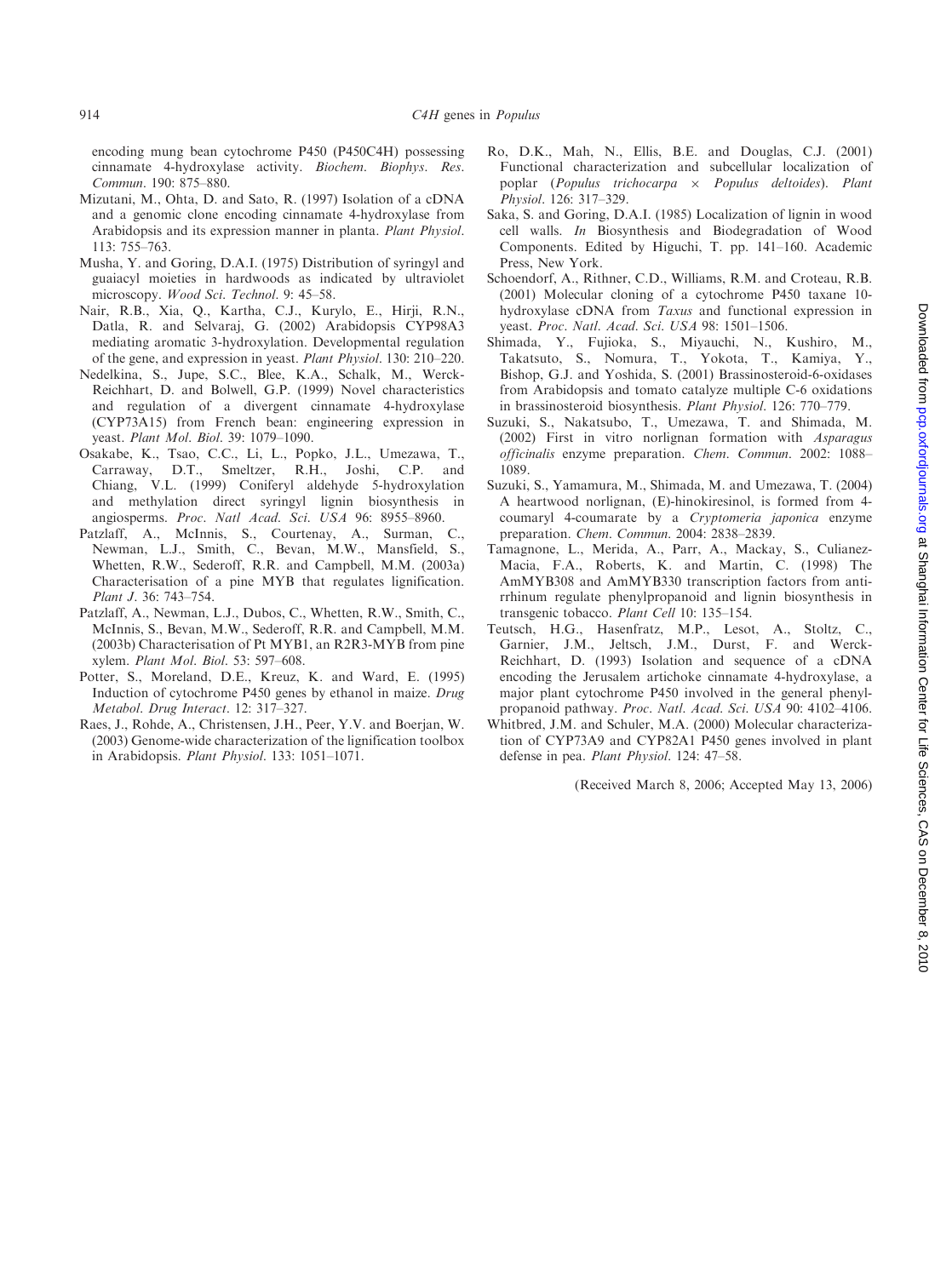encoding mung bean cytochrome P450 (P450C4H) possessing cinnamate 4-hydroxylase activity. *Biochem. Biophys. Res. Commun.* 190: 875–880.

Mizutani, M., Ohta, D. and Sato, R. (1997) Isolation of a cDNA and a genomic clone encoding cinnamate 4-hydroxylase from Arabidopsis and its expression manner in planta. *Plant Physiol.* 113: 755–763.

Musha, Y. and Goring, D.A.I. (1975) Distribution of syringyl and guaiacyl moieties in hardwoods as indicated by ultraviolet microscopy. *Wood Sci. Technol.* 9: 45–58.

Nair, R.B., Xia, Q., Kartha, C.J., Kurylo, E., Hirji, R.N., Datla, R. and Selvaraj, G. (2002) Arabidopsis CYP98A3 mediating aromatic 3-hydroxylation. Developmental regulation of the gene, and expression in yeast. *Plant Physiol.* 130: 210–220.

Nedelkina, S., Jupe, S.C., Blee, K.A., Schalk, M., Werck-Reichhart, D. and Bolwell, G.P. (1999) Novel characteristics and regulation of a divergent cinnamate 4-hydroxylase (CYP73A15) from French bean: engineering expression in yeast. *Plant Mol. Biol.* 39: 1079–1090.

Osakabe, K., Tsao, C.C., Li, L., Popko, J.L., Umezawa, T., Carraway, D.T., Smeltzer, R.H., Joshi, C.P. and Chiang, V.L. (1999) Coniferyl aldehyde 5-hydroxylation and methylation direct syringyl lignin biosynthesis in angiosperms. *Proc. Natl Acad. Sci. USA* 96: 8955–8960.

Patzlaff, A., McInnis, S., Courtenay, A., Surman, C., Newman, L.J., Smith, C., Bevan, M.W., Mansfield, S., Whetten, R.W., Sederoff, R.R. and Campbell, M.M. (2003a) Characterisation of a pine MYB that regulates lignification. *Plant J.* 36: 743–754.

Patzlaff, A., Newman, L.J., Dubos, C., Whetten, R.W., Smith, C., McInnis, S., Bevan, M.W., Sederoff, R.R. and Campbell, M.M. (2003b) Characterisation of Pt MYB1, an R2R3-MYB from pine xylem. *Plant Mol. Biol.* 53: 597–608.

Potter, S., Moreland, D.E., Kreuz, K. and Ward, E. (1995) Induction of cytochrome P450 genes by ethanol in maize. *Drug Metabol. Drug Interact.* 12: 317–327.

Raes, J., Rohde, A., Christensen, J.H., Peer, Y.V. and Boerjan, W. (2003) Genome-wide characterization of the lignification toolbox in Arabidopsis. *Plant Physiol.* 133: 1051–1071.

Ro, D.K., Mah, N., Ellis, B.E. and Douglas, C.J. (2001) Functional characterization and subcellular localization of poplar (*Populus trichocarpa* × *Populus deltoides*). *Plant Physiol.* 126: 317–329.

Saka, S. and Goring, D.A.I. (1985) Localization of lignin in wood cell walls. *In* Biosynthesis and Biodegradation of Wood Components. Edited by Higuchi, T. pp. 141–160. Academic Press, New York.

Schoendorf, A., Rithner, C.D., Williams, R.M. and Croteau, R.B. (2001) Molecular cloning of a cytochrome P450 taxane 10-hydroxylase cDNA from *Taxus* and functional expression in yeast. *Proc. Natl. Acad. Sci. USA* 98: 1501–1506.

Shimada, Y., Fujioka, S., Miyauchi, N., Kushiro, M., Takatsuto, S., Nomura, T., Yokota, T., Kamiya, Y., Bishop, G.J. and Yoshida, S. (2001) Brassinosteroid-6-oxidases from Arabidopsis and tomato catalyze multiple C-6 oxidations in brassinosteroid biosynthesis. *Plant Physiol.* 126: 770–779.

Suzuki, S., Nakatsubo, T., Umezawa, T. and Shimada, M. (2002) First in vitro norlignan formation with *Asparagus officinalis* enzyme preparation. *Chem. Commun.* 2002: 1088–1089.

Suzuki, S., Yamamura, M., Shimada, M. and Umezawa, T. (2004) A heartwood norlignan, (E)-hinokiresinol, is formed from 4-coumaryl 4-coumarate by a *Cryptomeria japonica* enzyme preparation. *Chem. Commun.* 2004: 2838–2839.

Tamagnone, L., Merida, A., Parr, A., Mackay, S., Culianez-Macia, F.A., Roberts, K. and Martin, C. (1998) The AmMYB308 and AmMYB330 transcription factors from antirrhinum regulate phenylpropanoid and lignin biosynthesis in transgenic tobacco. *Plant Cell* 10: 135–154.

Teutsch, H.G., Hasenfratz, M.P., Lesot, A., Stoltz, C., Garnier, J.M., Jeltsch, J.M., Durst, F. and Werck-Reichhart, D. (1993) Isolation and sequence of a cDNA encoding the Jerusalem artichoke cinnamate 4-hydroxylase, a major plant cytochrome P450 involved in the general phenylpropanoid pathway. *Proc. Natl. Acad. Sci. USA* 90: 4102–4106.

Whitbred, J.M. and Schuler, M.A. (2000) Molecular characterization of CYP73A9 and CYP82A1 P450 genes involved in plant defense in pea. *Plant Physiol.* 124: 47–58.

(Received March 8, 2006; Accepted May 13, 2006)